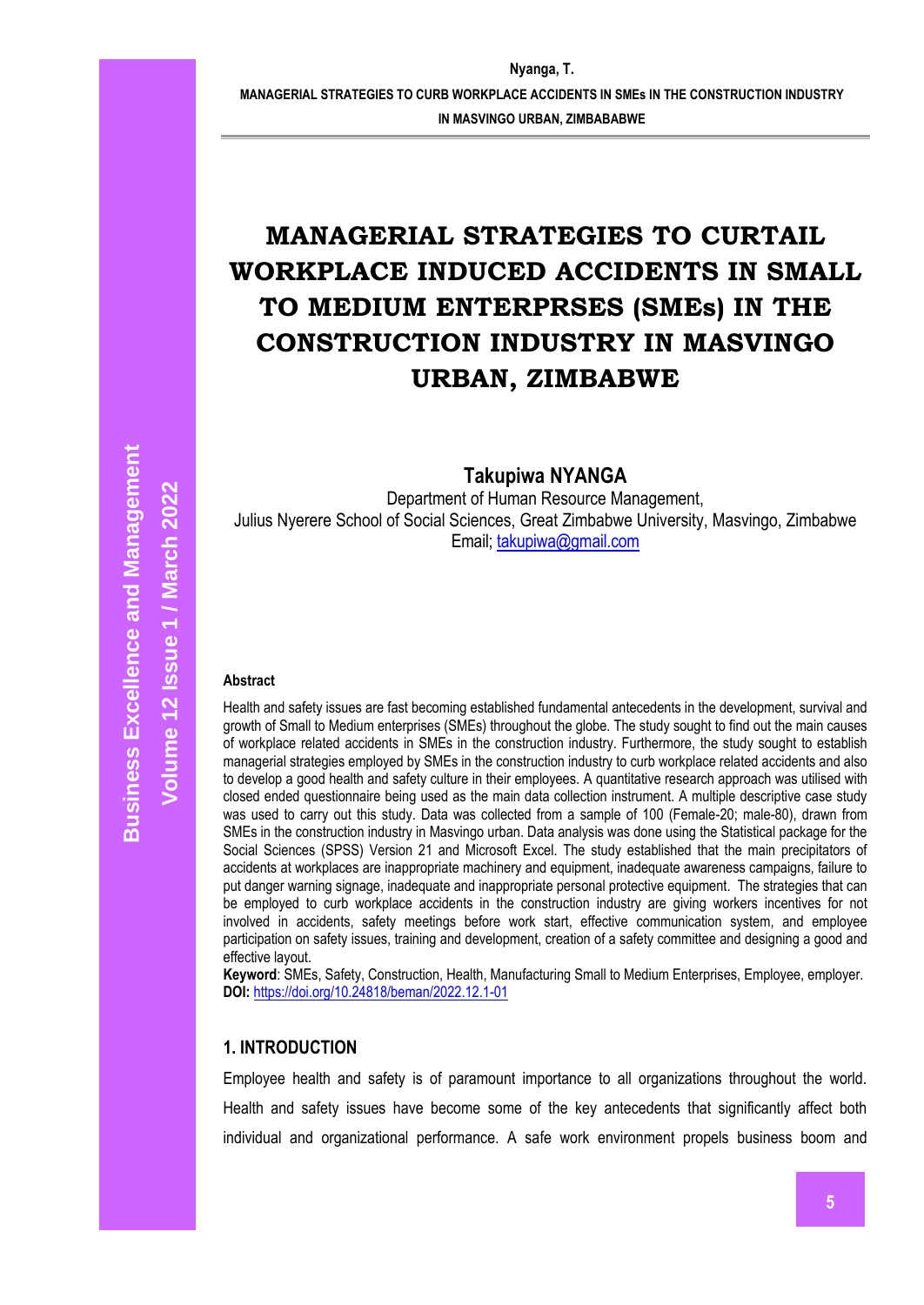# MANAGERIAL STRATEGIES TO CURTAIL WORKPLACE INDUCED ACCIDENTS IN SMALL TO MEDIUM ENTERPRSES (SMEs) IN THE CONSTRUCTION INDUSTRY IN MASVINGO URBAN, ZIMBABWE

**Takupiwa NYANGA**

Department of Human Resource Management,
Julius Nyerere School of Social Sciences, Great Zimbabwe University, Masvingo, Zimbabwe
Email; takupiwa@gmail.com

**Abstract**

Health and safety issues are fast becoming established fundamental antecedents in the development, survival and growth of Small to Medium enterprises (SMEs) throughout the globe. The study sought to find out the main causes of workplace related accidents in SMEs in the construction industry. Furthermore, the study sought to establish managerial strategies employed by SMEs in the construction industry to curb workplace related accidents and also to develop a good health and safety culture in their employees. A quantitative research approach was utilised with closed ended questionnaire being used as the main data collection instrument. A multiple descriptive case study was used to carry out this study. Data was collected from a sample of 100 (Female-20; male-80), drawn from SMEs in the construction industry in Masvingo urban. Data analysis was done using the Statistical package for the Social Sciences (SPSS) Version 21 and Microsoft Excel. The study established that the main precipitators of accidents at workplaces are inappropriate machinery and equipment, inadequate awareness campaigns, failure to put danger warning signage, inadequate and inappropriate personal protective equipment. The strategies that can be employed to curb workplace accidents in the construction industry are giving workers incentives for not involved in accidents, safety meetings before work start, effective communication system, and employee participation on safety issues, training and development, creation of a safety committee and designing a good and effective layout.

**Keyword**: SMEs, Safety, Construction, Health, Manufacturing Small to Medium Enterprises, Employee, employer.
**DOI:** https://doi.org/10.24818/beman/2022.12.1-01

## 1. INTRODUCTION

Employee health and safety is of paramount importance to all organizations throughout the world. Health and safety issues have become some of the key antecedents that significantly affect both individual and organizational performance. A safe work environment propels business boom and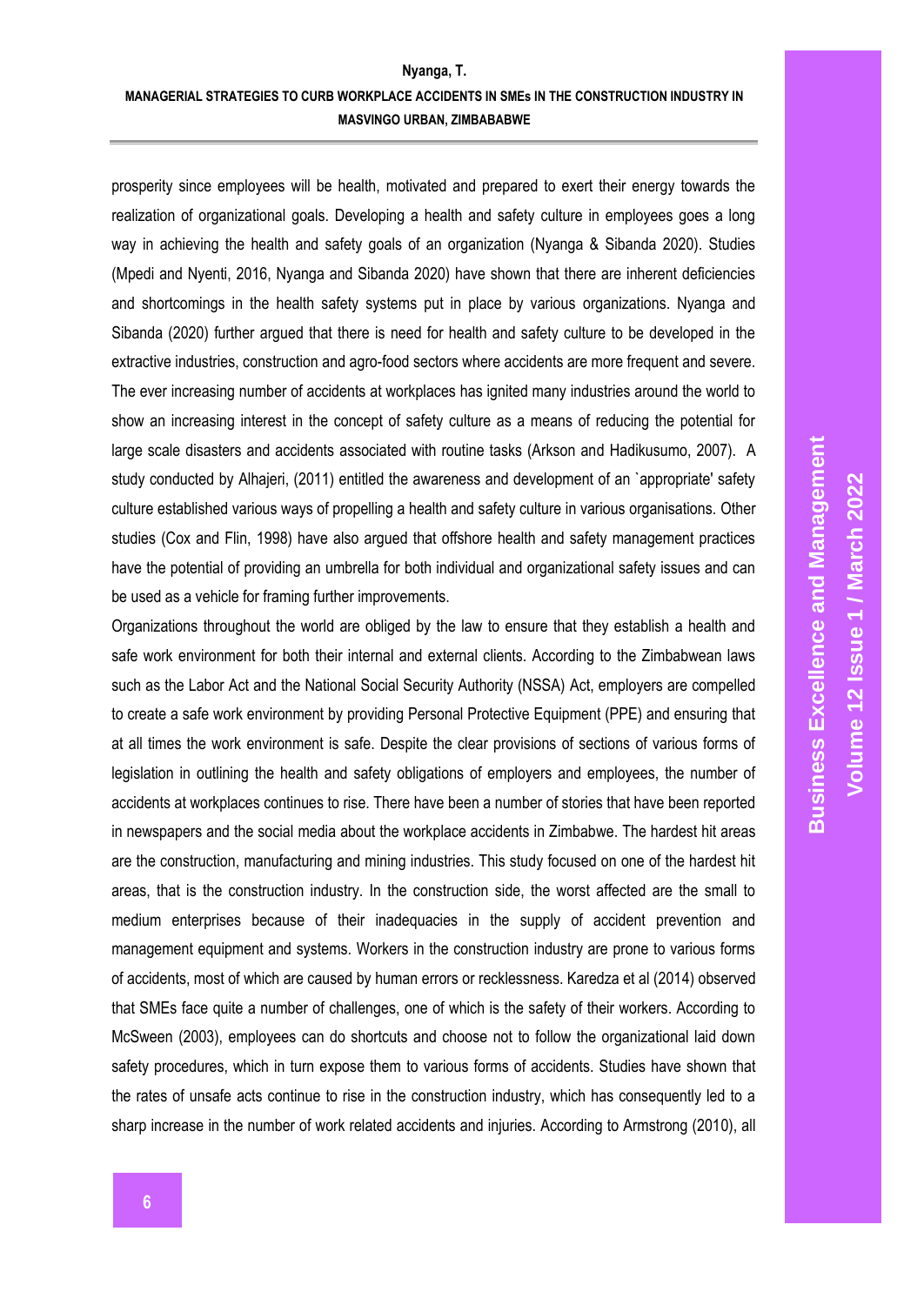prosperity since employees will be health, motivated and prepared to exert their energy towards the realization of organizational goals. Developing a health and safety culture in employees goes a long way in achieving the health and safety goals of an organization (Nyanga & Sibanda 2020). Studies (Mpedi and Nyenti, 2016, Nyanga and Sibanda 2020) have shown that there are inherent deficiencies and shortcomings in the health safety systems put in place by various organizations. Nyanga and Sibanda (2020) further argued that there is need for health and safety culture to be developed in the extractive industries, construction and agro-food sectors where accidents are more frequent and severe. The ever increasing number of accidents at workplaces has ignited many industries around the world to show an increasing interest in the concept of safety culture as a means of reducing the potential for large scale disasters and accidents associated with routine tasks (Arkson and Hadikusumo, 2007). A study conducted by Alhajeri, (2011) entitled the awareness and development of an `appropriate' safety culture established various ways of propelling a health and safety culture in various organisations. Other studies (Cox and Flin, 1998) have also argued that offshore health and safety management practices have the potential of providing an umbrella for both individual and organizational safety issues and can be used as a vehicle for framing further improvements.

Organizations throughout the world are obliged by the law to ensure that they establish a health and safe work environment for both their internal and external clients. According to the Zimbabwean laws such as the Labor Act and the National Social Security Authority (NSSA) Act, employers are compelled to create a safe work environment by providing Personal Protective Equipment (PPE) and ensuring that at all times the work environment is safe. Despite the clear provisions of sections of various forms of legislation in outlining the health and safety obligations of employers and employees, the number of accidents at workplaces continues to rise. There have been a number of stories that have been reported in newspapers and the social media about the workplace accidents in Zimbabwe. The hardest hit areas are the construction, manufacturing and mining industries. This study focused on one of the hardest hit areas, that is the construction industry. In the construction side, the worst affected are the small to medium enterprises because of their inadequacies in the supply of accident prevention and management equipment and systems. Workers in the construction industry are prone to various forms of accidents, most of which are caused by human errors or recklessness. Karedza et al (2014) observed that SMEs face quite a number of challenges, one of which is the safety of their workers. According to McSween (2003), employees can do shortcuts and choose not to follow the organizational laid down safety procedures, which in turn expose them to various forms of accidents. Studies have shown that the rates of unsafe acts continue to rise in the construction industry, which has consequently led to a sharp increase in the number of work related accidents and injuries. According to Armstrong (2010), all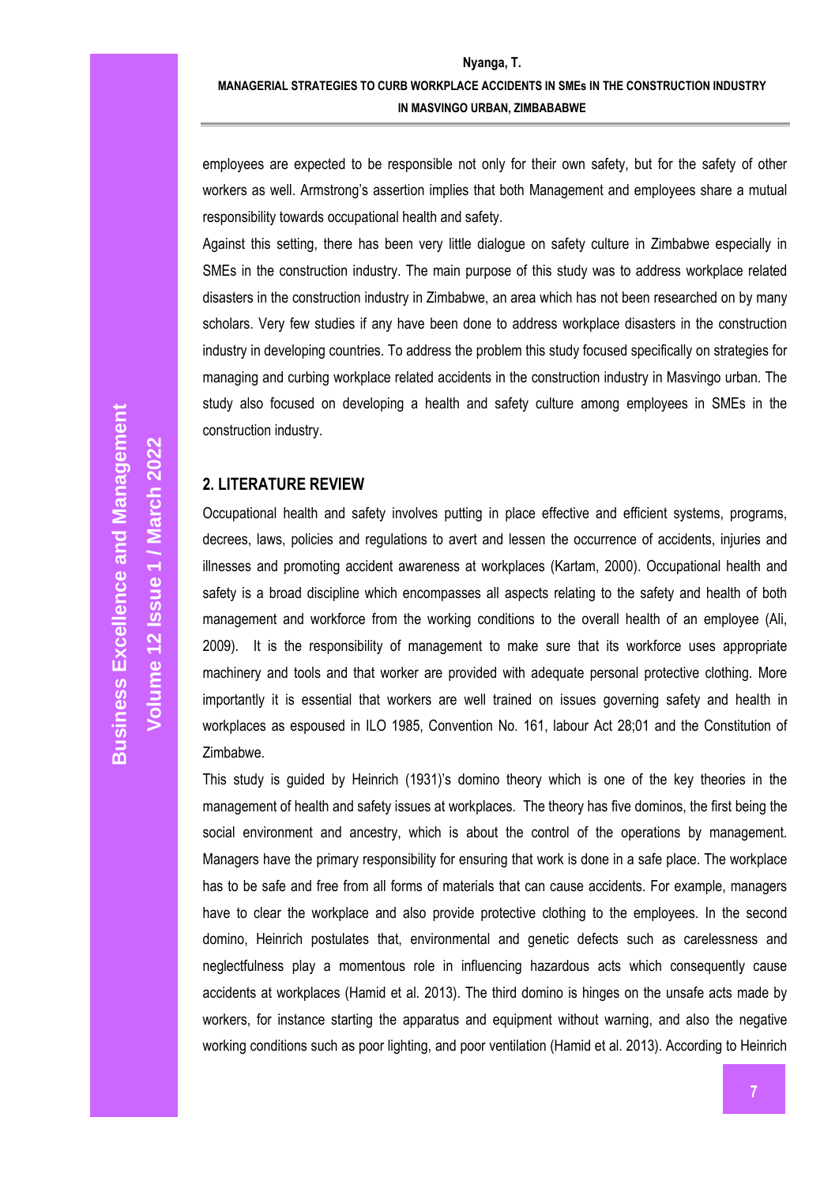employees are expected to be responsible not only for their own safety, but for the safety of other workers as well. Armstrong's assertion implies that both Management and employees share a mutual responsibility towards occupational health and safety.

Against this setting, there has been very little dialogue on safety culture in Zimbabwe especially in SMEs in the construction industry. The main purpose of this study was to address workplace related disasters in the construction industry in Zimbabwe, an area which has not been researched on by many scholars. Very few studies if any have been done to address workplace disasters in the construction industry in developing countries. To address the problem this study focused specifically on strategies for managing and curbing workplace related accidents in the construction industry in Masvingo urban. The study also focused on developing a health and safety culture among employees in SMEs in the construction industry.

## 2. LITERATURE REVIEW

Occupational health and safety involves putting in place effective and efficient systems, programs, decrees, laws, policies and regulations to avert and lessen the occurrence of accidents, injuries and illnesses and promoting accident awareness at workplaces (Kartam, 2000). Occupational health and safety is a broad discipline which encompasses all aspects relating to the safety and health of both management and workforce from the working conditions to the overall health of an employee (Ali, 2009). It is the responsibility of management to make sure that its workforce uses appropriate machinery and tools and that worker are provided with adequate personal protective clothing. More importantly it is essential that workers are well trained on issues governing safety and health in workplaces as espoused in ILO 1985, Convention No. 161, labour Act 28;01 and the Constitution of Zimbabwe.

This study is guided by Heinrich (1931)'s domino theory which is one of the key theories in the management of health and safety issues at workplaces. The theory has five dominos, the first being the social environment and ancestry, which is about the control of the operations by management. Managers have the primary responsibility for ensuring that work is done in a safe place. The workplace has to be safe and free from all forms of materials that can cause accidents. For example, managers have to clear the workplace and also provide protective clothing to the employees. In the second domino, Heinrich postulates that, environmental and genetic defects such as carelessness and neglectfulness play a momentous role in influencing hazardous acts which consequently cause accidents at workplaces (Hamid et al. 2013). The third domino is hinges on the unsafe acts made by workers, for instance starting the apparatus and equipment without warning, and also the negative working conditions such as poor lighting, and poor ventilation (Hamid et al. 2013). According to Heinrich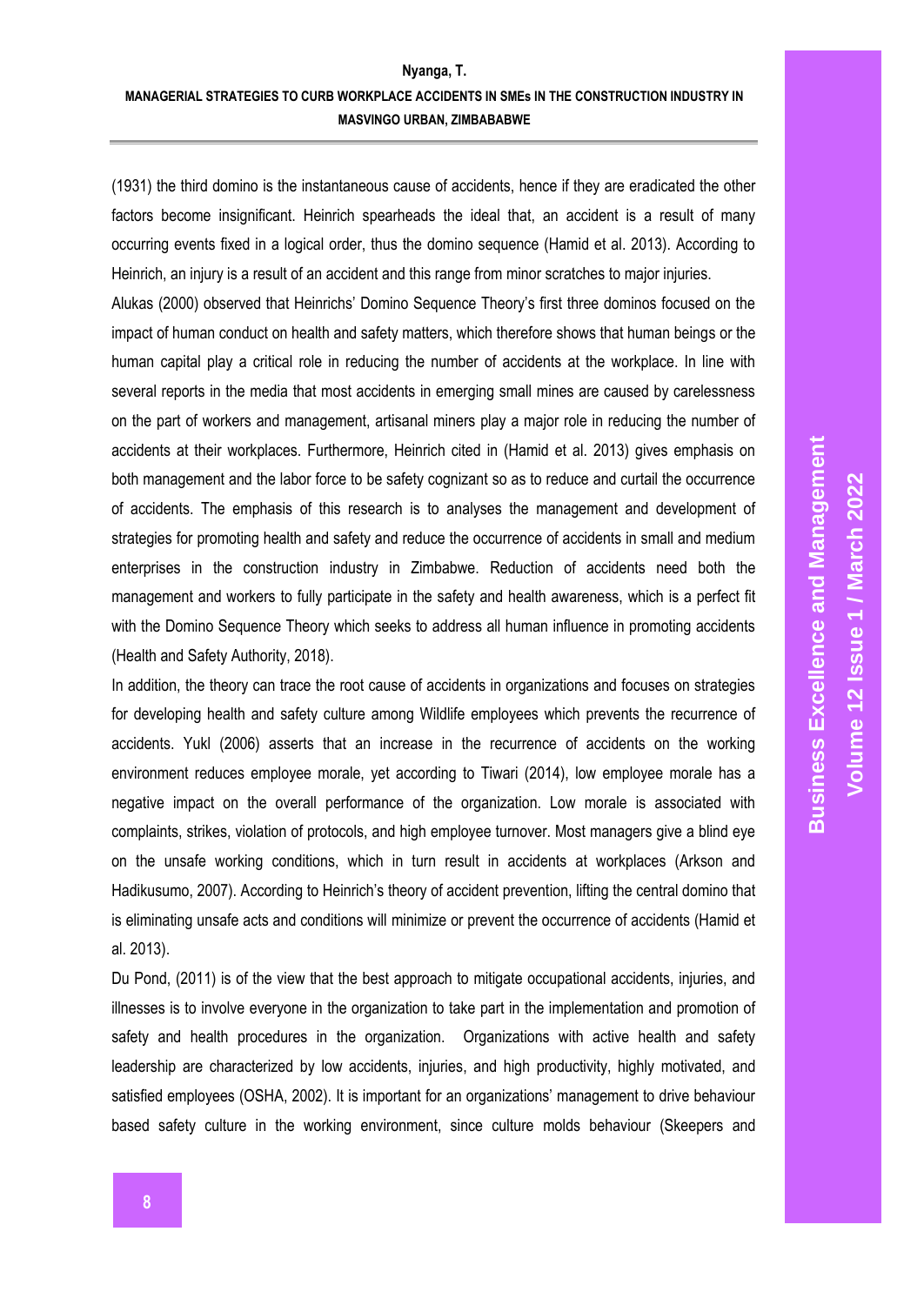(1931) the third domino is the instantaneous cause of accidents, hence if they are eradicated the other factors become insignificant. Heinrich spearheads the ideal that, an accident is a result of many occurring events fixed in a logical order, thus the domino sequence (Hamid et al. 2013). According to Heinrich, an injury is a result of an accident and this range from minor scratches to major injuries.

Alukas (2000) observed that Heinrichs' Domino Sequence Theory's first three dominos focused on the impact of human conduct on health and safety matters, which therefore shows that human beings or the human capital play a critical role in reducing the number of accidents at the workplace. In line with several reports in the media that most accidents in emerging small mines are caused by carelessness on the part of workers and management, artisanal miners play a major role in reducing the number of accidents at their workplaces. Furthermore, Heinrich cited in (Hamid et al. 2013) gives emphasis on both management and the labor force to be safety cognizant so as to reduce and curtail the occurrence of accidents. The emphasis of this research is to analyses the management and development of strategies for promoting health and safety and reduce the occurrence of accidents in small and medium enterprises in the construction industry in Zimbabwe. Reduction of accidents need both the management and workers to fully participate in the safety and health awareness, which is a perfect fit with the Domino Sequence Theory which seeks to address all human influence in promoting accidents (Health and Safety Authority, 2018).

In addition, the theory can trace the root cause of accidents in organizations and focuses on strategies for developing health and safety culture among Wildlife employees which prevents the recurrence of accidents. Yukl (2006) asserts that an increase in the recurrence of accidents on the working environment reduces employee morale, yet according to Tiwari (2014), low employee morale has a negative impact on the overall performance of the organization. Low morale is associated with complaints, strikes, violation of protocols, and high employee turnover. Most managers give a blind eye on the unsafe working conditions, which in turn result in accidents at workplaces (Arkson and Hadikusumo, 2007). According to Heinrich's theory of accident prevention, lifting the central domino that is eliminating unsafe acts and conditions will minimize or prevent the occurrence of accidents (Hamid et al. 2013).

Du Pond, (2011) is of the view that the best approach to mitigate occupational accidents, injuries, and illnesses is to involve everyone in the organization to take part in the implementation and promotion of safety and health procedures in the organization. Organizations with active health and safety leadership are characterized by low accidents, injuries, and high productivity, highly motivated, and satisfied employees (OSHA, 2002). It is important for an organizations' management to drive behaviour based safety culture in the working environment, since culture molds behaviour (Skeepers and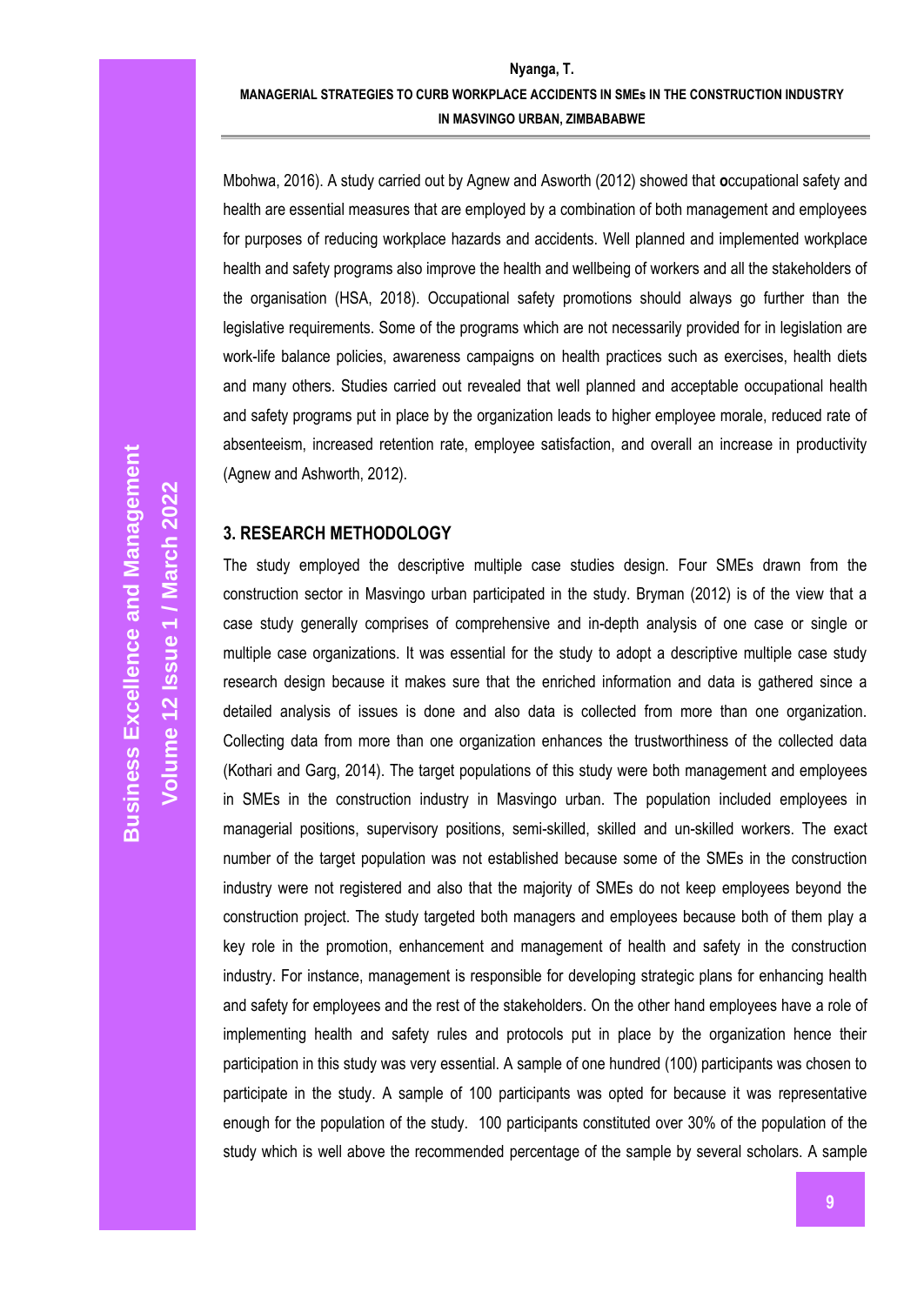Mbohwa, 2016). A study carried out by Agnew and Asworth (2012) showed that **o**ccupational safety and health are essential measures that are employed by a combination of both management and employees for purposes of reducing workplace hazards and accidents. Well planned and implemented workplace health and safety programs also improve the health and wellbeing of workers and all the stakeholders of the organisation (HSA, 2018). Occupational safety promotions should always go further than the legislative requirements. Some of the programs which are not necessarily provided for in legislation are work-life balance policies, awareness campaigns on health practices such as exercises, health diets and many others. Studies carried out revealed that well planned and acceptable occupational health and safety programs put in place by the organization leads to higher employee morale, reduced rate of absenteeism, increased retention rate, employee satisfaction, and overall an increase in productivity (Agnew and Ashworth, 2012).

## 3. RESEARCH METHODOLOGY

The study employed the descriptive multiple case studies design. Four SMEs drawn from the construction sector in Masvingo urban participated in the study. Bryman (2012) is of the view that a case study generally comprises of comprehensive and in-depth analysis of one case or single or multiple case organizations. It was essential for the study to adopt a descriptive multiple case study research design because it makes sure that the enriched information and data is gathered since a detailed analysis of issues is done and also data is collected from more than one organization. Collecting data from more than one organization enhances the trustworthiness of the collected data (Kothari and Garg, 2014). The target populations of this study were both management and employees in SMEs in the construction industry in Masvingo urban. The population included employees in managerial positions, supervisory positions, semi-skilled, skilled and un-skilled workers. The exact number of the target population was not established because some of the SMEs in the construction industry were not registered and also that the majority of SMEs do not keep employees beyond the construction project. The study targeted both managers and employees because both of them play a key role in the promotion, enhancement and management of health and safety in the construction industry. For instance, management is responsible for developing strategic plans for enhancing health and safety for employees and the rest of the stakeholders. On the other hand employees have a role of implementing health and safety rules and protocols put in place by the organization hence their participation in this study was very essential. A sample of one hundred (100) participants was chosen to participate in the study. A sample of 100 participants was opted for because it was representative enough for the population of the study. 100 participants constituted over 30% of the population of the study which is well above the recommended percentage of the sample by several scholars. A sample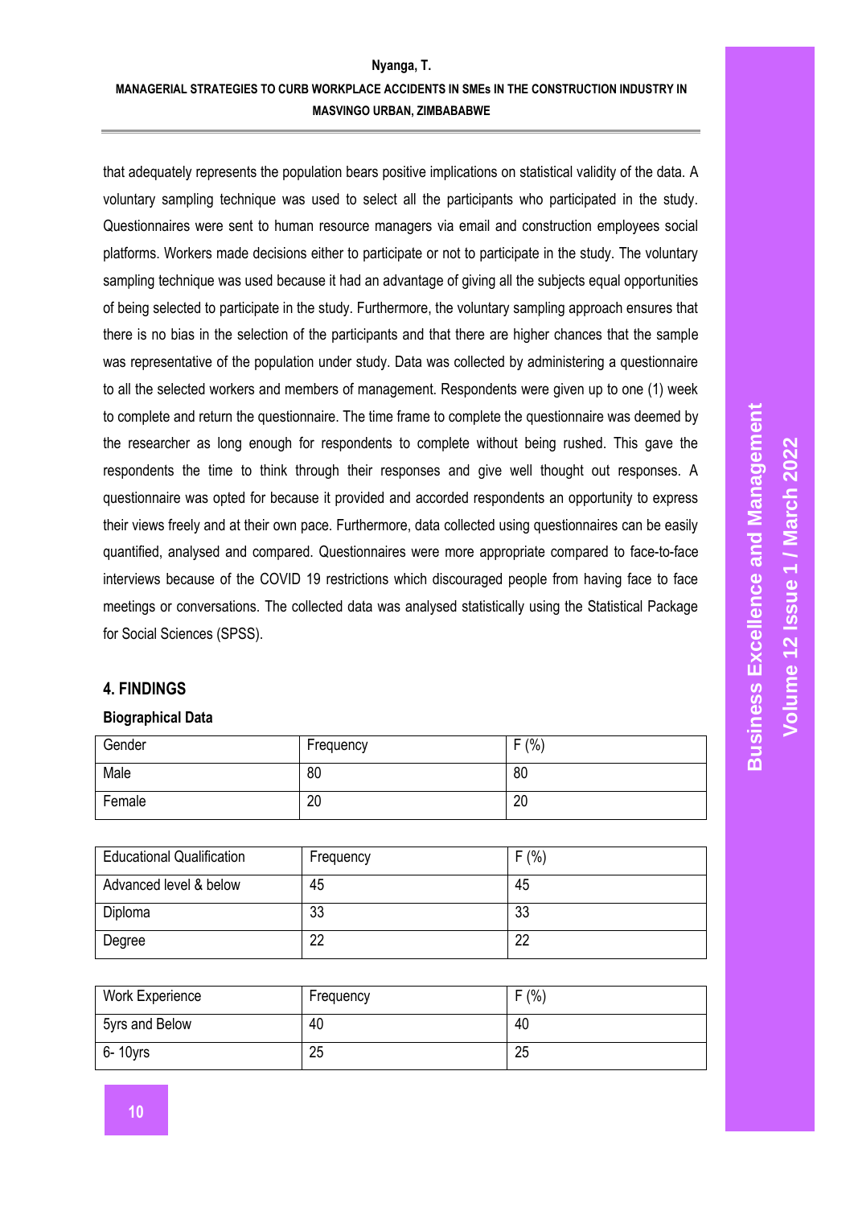that adequately represents the population bears positive implications on statistical validity of the data. A voluntary sampling technique was used to select all the participants who participated in the study. Questionnaires were sent to human resource managers via email and construction employees social platforms. Workers made decisions either to participate or not to participate in the study. The voluntary sampling technique was used because it had an advantage of giving all the subjects equal opportunities of being selected to participate in the study. Furthermore, the voluntary sampling approach ensures that there is no bias in the selection of the participants and that there are higher chances that the sample was representative of the population under study. Data was collected by administering a questionnaire to all the selected workers and members of management. Respondents were given up to one (1) week to complete and return the questionnaire. The time frame to complete the questionnaire was deemed by the researcher as long enough for respondents to complete without being rushed. This gave the respondents the time to think through their responses and give well thought out responses. A questionnaire was opted for because it provided and accorded respondents an opportunity to express their views freely and at their own pace. Furthermore, data collected using questionnaires can be easily quantified, analysed and compared. Questionnaires were more appropriate compared to face-to-face interviews because of the COVID 19 restrictions which discouraged people from having face to face meetings or conversations. The collected data was analysed statistically using the Statistical Package for Social Sciences (SPSS).

## 4. FINDINGS

### Biographical Data

| Gender | Frequency | F (%) |
|---|---|---|
| Male | 80 | 80 |
| Female | 20 | 20 |

| Educational Qualification | Frequency | F (%) |
|---|---|---|
| Advanced level & below | 45 | 45 |
| Diploma | 33 | 33 |
| Degree | 22 | 22 |

| Work Experience | Frequency | F (%) |
|---|---|---|
| 5yrs and Below | 40 | 40 |
| 6- 10yrs | 25 | 25 |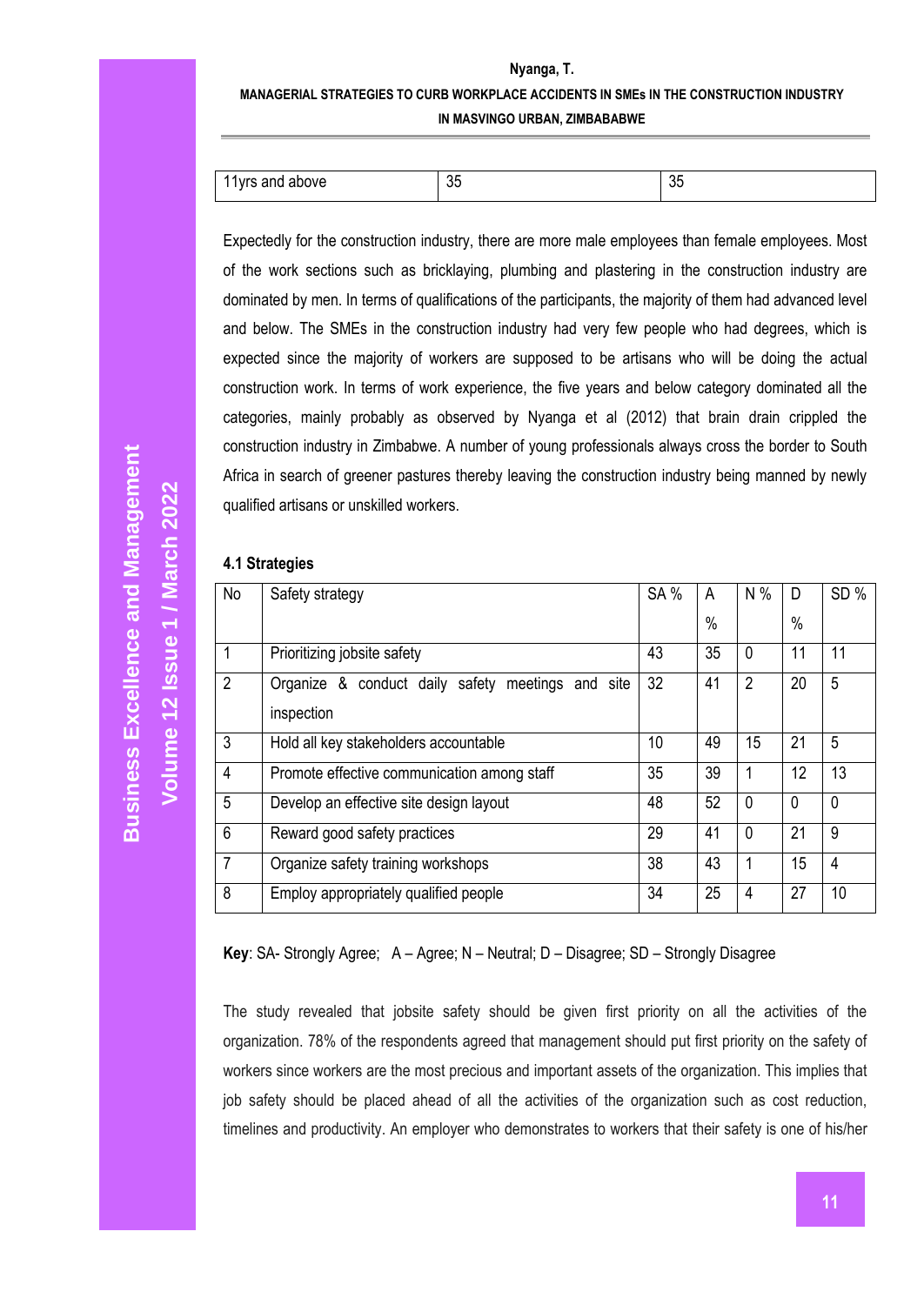| | | |
|---|---|---|
| 11yrs and above | 35 | 35 |

Expectedly for the construction industry, there are more male employees than female employees. Most of the work sections such as bricklaying, plumbing and plastering in the construction industry are dominated by men. In terms of qualifications of the participants, the majority of them had advanced level and below. The SMEs in the construction industry had very few people who had degrees, which is expected since the majority of workers are supposed to be artisans who will be doing the actual construction work. In terms of work experience, the five years and below category dominated all the categories, mainly probably as observed by Nyanga et al (2012) that brain drain crippled the construction industry in Zimbabwe. A number of young professionals always cross the border to South Africa in search of greener pastures thereby leaving the construction industry being manned by newly qualified artisans or unskilled workers.

### 4.1 Strategies

| No | Safety strategy | SA % | A % | N % | D % | SD % |
|---|---|---|---|---|---|---|
| 1 | Prioritizing jobsite safety | 43 | 35 | 0 | 11 | 11 |
| 2 | Organize & conduct daily safety meetings and site inspection | 32 | 41 | 2 | 20 | 5 |
| 3 | Hold all key stakeholders accountable | 10 | 49 | 15 | 21 | 5 |
| 4 | Promote effective communication among staff | 35 | 39 | 1 | 12 | 13 |
| 5 | Develop an effective site design layout | 48 | 52 | 0 | 0 | 0 |
| 6 | Reward good safety practices | 29 | 41 | 0 | 21 | 9 |
| 7 | Organize safety training workshops | 38 | 43 | 1 | 15 | 4 |
| 8 | Employ appropriately qualified people | 34 | 25 | 4 | 27 | 10 |

**Key**: SA- Strongly Agree; A – Agree; N – Neutral; D – Disagree; SD – Strongly Disagree

The study revealed that jobsite safety should be given first priority on all the activities of the organization. 78% of the respondents agreed that management should put first priority on the safety of workers since workers are the most precious and important assets of the organization. This implies that job safety should be placed ahead of all the activities of the organization such as cost reduction, timelines and productivity. An employer who demonstrates to workers that their safety is one of his/her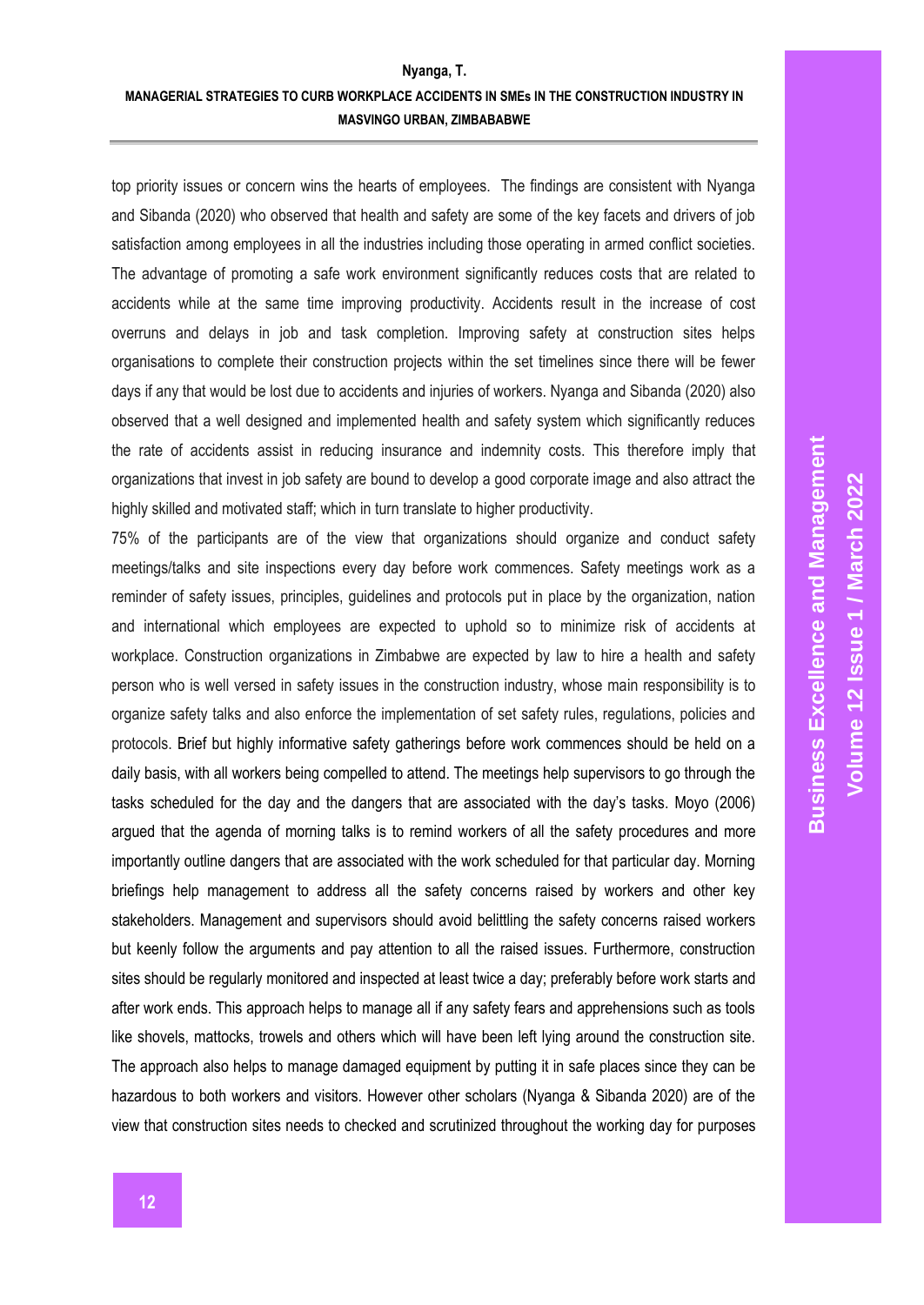top priority issues or concern wins the hearts of employees. The findings are consistent with Nyanga and Sibanda (2020) who observed that health and safety are some of the key facets and drivers of job satisfaction among employees in all the industries including those operating in armed conflict societies. The advantage of promoting a safe work environment significantly reduces costs that are related to accidents while at the same time improving productivity. Accidents result in the increase of cost overruns and delays in job and task completion. Improving safety at construction sites helps organisations to complete their construction projects within the set timelines since there will be fewer days if any that would be lost due to accidents and injuries of workers. Nyanga and Sibanda (2020) also observed that a well designed and implemented health and safety system which significantly reduces the rate of accidents assist in reducing insurance and indemnity costs. This therefore imply that organizations that invest in job safety are bound to develop a good corporate image and also attract the highly skilled and motivated staff; which in turn translate to higher productivity.

75% of the participants are of the view that organizations should organize and conduct safety meetings/talks and site inspections every day before work commences. Safety meetings work as a reminder of safety issues, principles, guidelines and protocols put in place by the organization, nation and international which employees are expected to uphold so to minimize risk of accidents at workplace. Construction organizations in Zimbabwe are expected by law to hire a health and safety person who is well versed in safety issues in the construction industry, whose main responsibility is to organize safety talks and also enforce the implementation of set safety rules, regulations, policies and protocols. Brief but highly informative safety gatherings before work commences should be held on a daily basis, with all workers being compelled to attend. The meetings help supervisors to go through the tasks scheduled for the day and the dangers that are associated with the day's tasks. Moyo (2006) argued that the agenda of morning talks is to remind workers of all the safety procedures and more importantly outline dangers that are associated with the work scheduled for that particular day. Morning briefings help management to address all the safety concerns raised by workers and other key stakeholders. Management and supervisors should avoid belittling the safety concerns raised workers but keenly follow the arguments and pay attention to all the raised issues. Furthermore, construction sites should be regularly monitored and inspected at least twice a day; preferably before work starts and after work ends. This approach helps to manage all if any safety fears and apprehensions such as tools like shovels, mattocks, trowels and others which will have been left lying around the construction site. The approach also helps to manage damaged equipment by putting it in safe places since they can be hazardous to both workers and visitors. However other scholars (Nyanga & Sibanda 2020) are of the view that construction sites needs to checked and scrutinized throughout the working day for purposes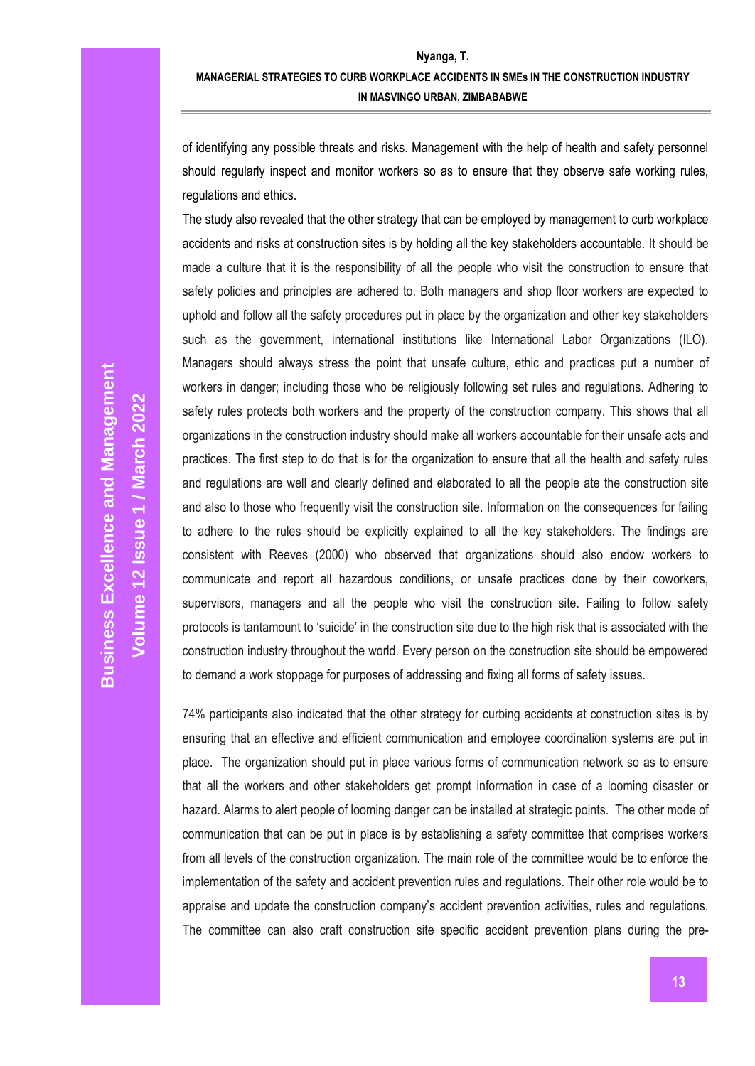of identifying any possible threats and risks. Management with the help of health and safety personnel should regularly inspect and monitor workers so as to ensure that they observe safe working rules, regulations and ethics.

The study also revealed that the other strategy that can be employed by management to curb workplace accidents and risks at construction sites is by holding all the key stakeholders accountable. It should be made a culture that it is the responsibility of all the people who visit the construction to ensure that safety policies and principles are adhered to. Both managers and shop floor workers are expected to uphold and follow all the safety procedures put in place by the organization and other key stakeholders such as the government, international institutions like International Labor Organizations (ILO). Managers should always stress the point that unsafe culture, ethic and practices put a number of workers in danger; including those who be religiously following set rules and regulations. Adhering to safety rules protects both workers and the property of the construction company. This shows that all organizations in the construction industry should make all workers accountable for their unsafe acts and practices. The first step to do that is for the organization to ensure that all the health and safety rules and regulations are well and clearly defined and elaborated to all the people ate the construction site and also to those who frequently visit the construction site. Information on the consequences for failing to adhere to the rules should be explicitly explained to all the key stakeholders. The findings are consistent with Reeves (2000) who observed that organizations should also endow workers to communicate and report all hazardous conditions, or unsafe practices done by their coworkers, supervisors, managers and all the people who visit the construction site. Failing to follow safety protocols is tantamount to 'suicide' in the construction site due to the high risk that is associated with the construction industry throughout the world. Every person on the construction site should be empowered to demand a work stoppage for purposes of addressing and fixing all forms of safety issues.

74% participants also indicated that the other strategy for curbing accidents at construction sites is by ensuring that an effective and efficient communication and employee coordination systems are put in place. The organization should put in place various forms of communication network so as to ensure that all the workers and other stakeholders get prompt information in case of a looming disaster or hazard. Alarms to alert people of looming danger can be installed at strategic points. The other mode of communication that can be put in place is by establishing a safety committee that comprises workers from all levels of the construction organization. The main role of the committee would be to enforce the implementation of the safety and accident prevention rules and regulations. Their other role would be to appraise and update the construction company's accident prevention activities, rules and regulations. The committee can also craft construction site specific accident prevention plans during the pre-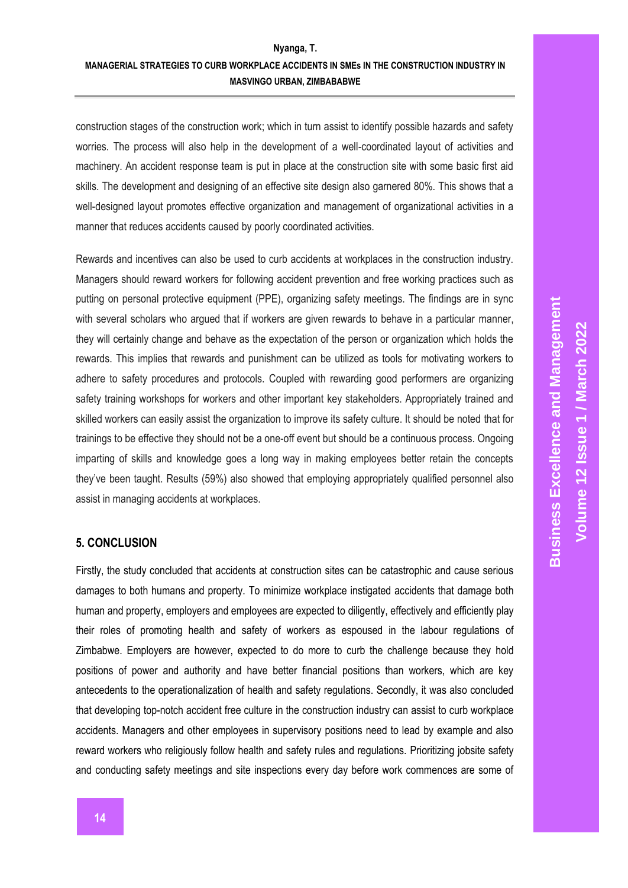construction stages of the construction work; which in turn assist to identify possible hazards and safety worries. The process will also help in the development of a well-coordinated layout of activities and machinery. An accident response team is put in place at the construction site with some basic first aid skills. The development and designing of an effective site design also garnered 80%. This shows that a well-designed layout promotes effective organization and management of organizational activities in a manner that reduces accidents caused by poorly coordinated activities.

Rewards and incentives can also be used to curb accidents at workplaces in the construction industry. Managers should reward workers for following accident prevention and free working practices such as putting on personal protective equipment (PPE), organizing safety meetings. The findings are in sync with several scholars who argued that if workers are given rewards to behave in a particular manner, they will certainly change and behave as the expectation of the person or organization which holds the rewards. This implies that rewards and punishment can be utilized as tools for motivating workers to adhere to safety procedures and protocols. Coupled with rewarding good performers are organizing safety training workshops for workers and other important key stakeholders. Appropriately trained and skilled workers can easily assist the organization to improve its safety culture. It should be noted that for trainings to be effective they should not be a one-off event but should be a continuous process. Ongoing imparting of skills and knowledge goes a long way in making employees better retain the concepts they've been taught. Results (59%) also showed that employing appropriately qualified personnel also assist in managing accidents at workplaces.

## 5. CONCLUSION

Firstly, the study concluded that accidents at construction sites can be catastrophic and cause serious damages to both humans and property. To minimize workplace instigated accidents that damage both human and property, employers and employees are expected to diligently, effectively and efficiently play their roles of promoting health and safety of workers as espoused in the labour regulations of Zimbabwe. Employers are however, expected to do more to curb the challenge because they hold positions of power and authority and have better financial positions than workers, which are key antecedents to the operationalization of health and safety regulations. Secondly, it was also concluded that developing top-notch accident free culture in the construction industry can assist to curb workplace accidents. Managers and other employees in supervisory positions need to lead by example and also reward workers who religiously follow health and safety rules and regulations. Prioritizing jobsite safety and conducting safety meetings and site inspections every day before work commences are some of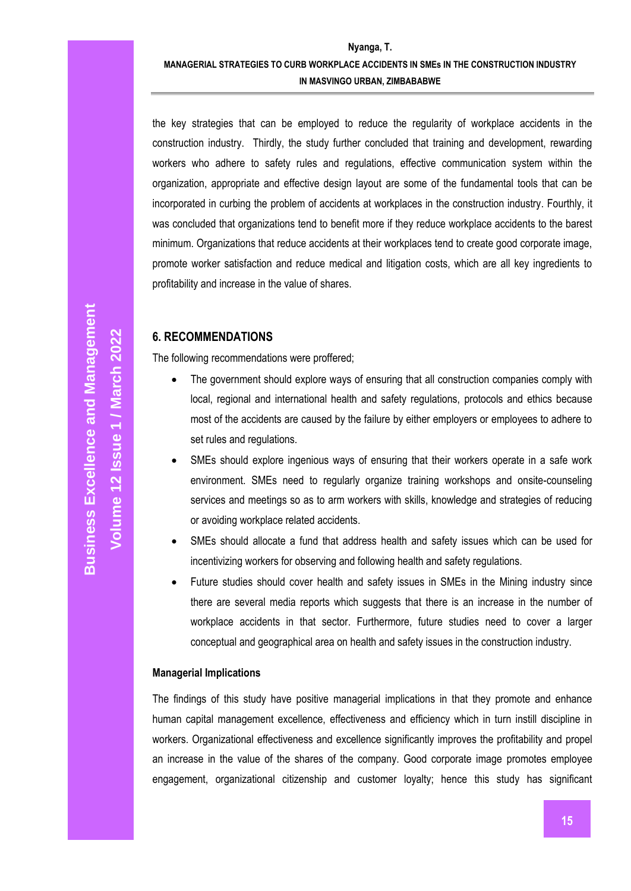the key strategies that can be employed to reduce the regularity of workplace accidents in the construction industry. Thirdly, the study further concluded that training and development, rewarding workers who adhere to safety rules and regulations, effective communication system within the organization, appropriate and effective design layout are some of the fundamental tools that can be incorporated in curbing the problem of accidents at workplaces in the construction industry. Fourthly, it was concluded that organizations tend to benefit more if they reduce workplace accidents to the barest minimum. Organizations that reduce accidents at their workplaces tend to create good corporate image, promote worker satisfaction and reduce medical and litigation costs, which are all key ingredients to profitability and increase in the value of shares.

## 6. RECOMMENDATIONS

The following recommendations were proffered;

- The government should explore ways of ensuring that all construction companies comply with local, regional and international health and safety regulations, protocols and ethics because most of the accidents are caused by the failure by either employers or employees to adhere to set rules and regulations.
- SMEs should explore ingenious ways of ensuring that their workers operate in a safe work environment. SMEs need to regularly organize training workshops and onsite-counseling services and meetings so as to arm workers with skills, knowledge and strategies of reducing or avoiding workplace related accidents.
- SMEs should allocate a fund that address health and safety issues which can be used for incentivizing workers for observing and following health and safety regulations.
- Future studies should cover health and safety issues in SMEs in the Mining industry since there are several media reports which suggests that there is an increase in the number of workplace accidents in that sector. Furthermore, future studies need to cover a larger conceptual and geographical area on health and safety issues in the construction industry.

### Managerial Implications

The findings of this study have positive managerial implications in that they promote and enhance human capital management excellence, effectiveness and efficiency which in turn instill discipline in workers. Organizational effectiveness and excellence significantly improves the profitability and propel an increase in the value of the shares of the company. Good corporate image promotes employee engagement, organizational citizenship and customer loyalty; hence this study has significant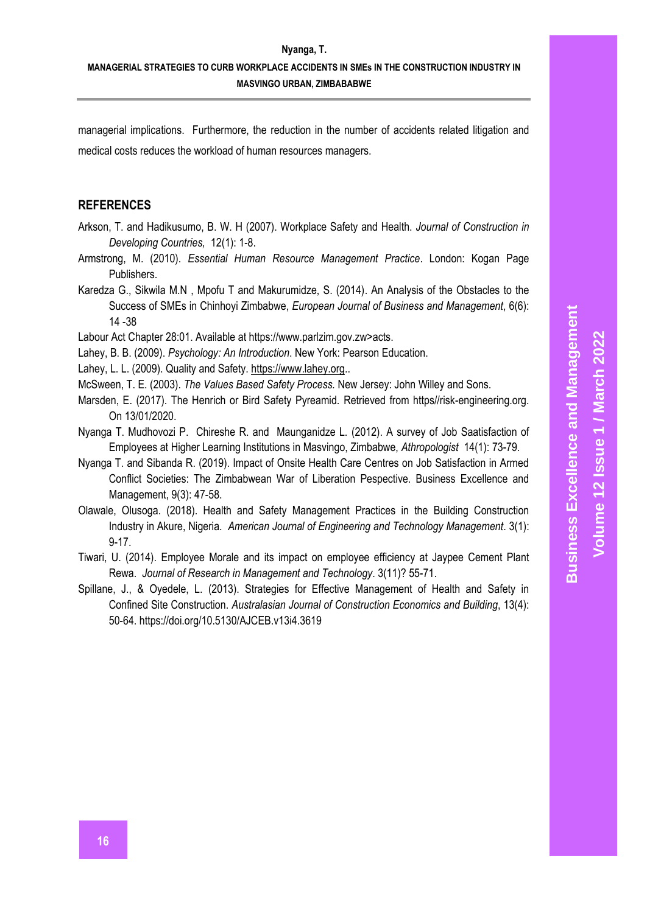managerial implications. Furthermore, the reduction in the number of accidents related litigation and medical costs reduces the workload of human resources managers.

## REFERENCES

Arkson, T. and Hadikusumo, B. W. H (2007). Workplace Safety and Health. *Journal of Construction in Developing Countries,* 12(1): 1-8.

Armstrong, M. (2010). *Essential Human Resource Management Practice*. London: Kogan Page Publishers.

Karedza G., Sikwila M.N , Mpofu T and Makurumidze, S. (2014). An Analysis of the Obstacles to the Success of SMEs in Chinhoyi Zimbabwe, *European Journal of Business and Management*, 6(6): 14 -38

Labour Act Chapter 28:01. Available at https://www.parlzim.gov.zw>acts.

Lahey, B. B. (2009). *Psychology: An Introduction*. New York: Pearson Education.

Lahey, L. L. (2009). Quality and Safety. https://www.lahey.org..

McSween, T. E. (2003). *The Values Based Safety Process.* New Jersey: John Willey and Sons.

Marsden, E. (2017). The Henrich or Bird Safety Pyreamid. Retrieved from https//risk-engineering.org. On 13/01/2020.

Nyanga T. Mudhovozi P. Chireshe R. and Maunganidze L. (2012). A survey of Job Saatisfaction of Employees at Higher Learning Institutions in Masvingo, Zimbabwe, *Athropologist* 14(1): 73-79.

Nyanga T. and Sibanda R. (2019). Impact of Onsite Health Care Centres on Job Satisfaction in Armed Conflict Societies: The Zimbabwean War of Liberation Pespective. Business Excellence and Management, 9(3): 47-58.

Olawale, Olusoga. (2018). Health and Safety Management Practices in the Building Construction Industry in Akure, Nigeria. *American Journal of Engineering and Technology Management*. 3(1): 9-17.

Tiwari, U. (2014). Employee Morale and its impact on employee efficiency at Jaypee Cement Plant Rewa. *Journal of Research in Management and Technology*. 3(11)? 55-71.

Spillane, J., & Oyedele, L. (2013). Strategies for Effective Management of Health and Safety in Confined Site Construction. *Australasian Journal of Construction Economics and Building*, 13(4): 50-64. https://doi.org/10.5130/AJCEB.v13i4.3619